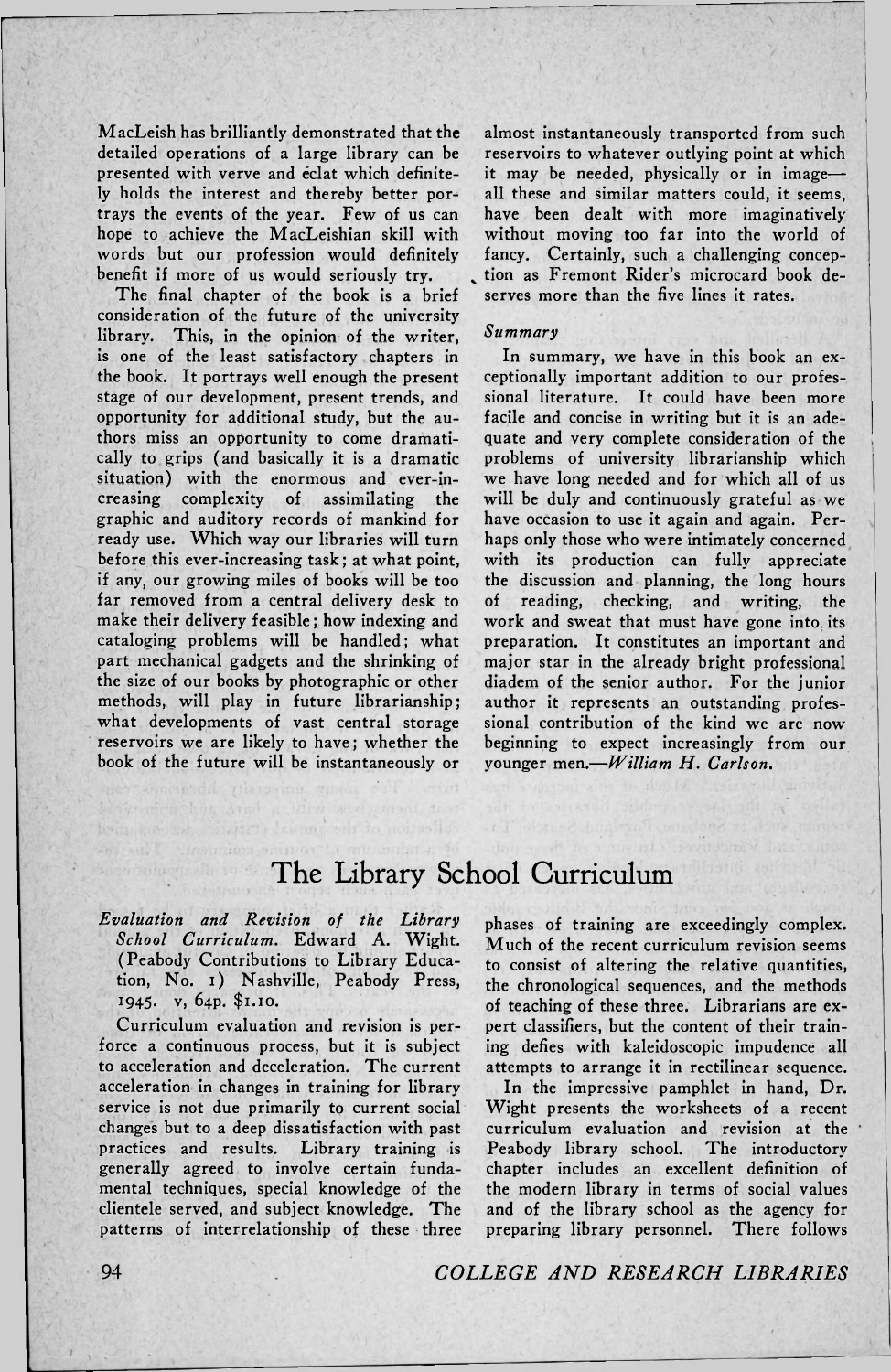MacLeish has brilliantly demonstrated that the detailed operations of a large library can be presented with verve and éclat which definitely holds the interest and thereby better portrays the events of the year. Few of us can hope to achieve the MacLeishian skill with words but our profession would definitely benefit if more of us would seriously try.

The final chapter of the book is a brief consideration of the future of the university library. This, in the opinion of the writer, is one of the least satisfactory chapters in the book. It portrays well enough the present stage of our development, present trends, and opportunity for additional study, but the authors miss an opportunity to come dramatically to grips (and basically it is a dramatic situation) with the enormous and ever-increasing complexity of assimilating the graphic and auditory records of mankind for ready use. Which way our libraries will turn before this ever-increasing task; at what point, if any, our growing miles of books will be too far removed from a central delivery desk to make their delivery feasible; how indexing and cataloging problems will be handled; what part mechanical gadgets and the shrinking of the size of our books by photographic or other methods, will play in future librarianship; what developments of vast central storage reservoirs we are likely to have; whether the book of the future will be instantaneously or almost instantaneously transported from such reservoirs to whatever outlying point at which it may be needed, physically or in image—all these and similar matters could, it seems, have been dealt with more imaginatively without moving too far into the world of fancy. Certainly, such a challenging conception as Fremont Rider's microcard book deserves more than the five lines it rates.

### *Summary*

In summary, we have in this book an exceptionally important addition to our professional literature. It could have been more facile and concise in writing but it is an adequate and very complete consideration of the problems of university librarianship which we have long needed and for which all of us will be duly and continuously grateful as we have occasion to use it again and again. Perhaps only those who were intimately concerned with its production can fully appreciate the discussion and planning, the long hours of reading, checking, and writing, the work and sweat that must have gone into its preparation. It constitutes an important and major star in the already bright professional diadem of the senior author. For the junior author it represents an outstanding professional contribution of the kind we are now beginning to expect increasingly from our younger men.—*William H. Carlson.*

## The Library School Curriculum

*Evaluation and Revision of the Library School Curriculum.* Edward A. Wight. (Peabody Contributions to Library Education, No. 1) Nashville, Peabody Press, 1945. v, 64p. $1.10.

Curriculum evaluation and revision is perforce a continuous process, but it is subject to acceleration and deceleration. The current acceleration in changes in training for library service is not due primarily to current social changes but to a deep dissatisfaction with past practices and results. Library training is generally agreed to involve certain fundamental techniques, special knowledge of the clientele served, and subject knowledge. The patterns of interrelationship of these three phases of training are exceedingly complex. Much of the recent curriculum revision seems to consist of altering the relative quantities, the chronological sequences, and the methods of teaching of these three. Librarians are expert classifiers, but the content of their training defies with kaleidoscopic impudence all attempts to arrange it in rectilinear sequence.

In the impressive pamphlet in hand, Dr. Wight presents the worksheets of a recent curriculum evaluation and revision at the Peabody library school. The introductory chapter includes an excellent definition of the modern library in terms of social values and of the library school as the agency for preparing library personnel. There follows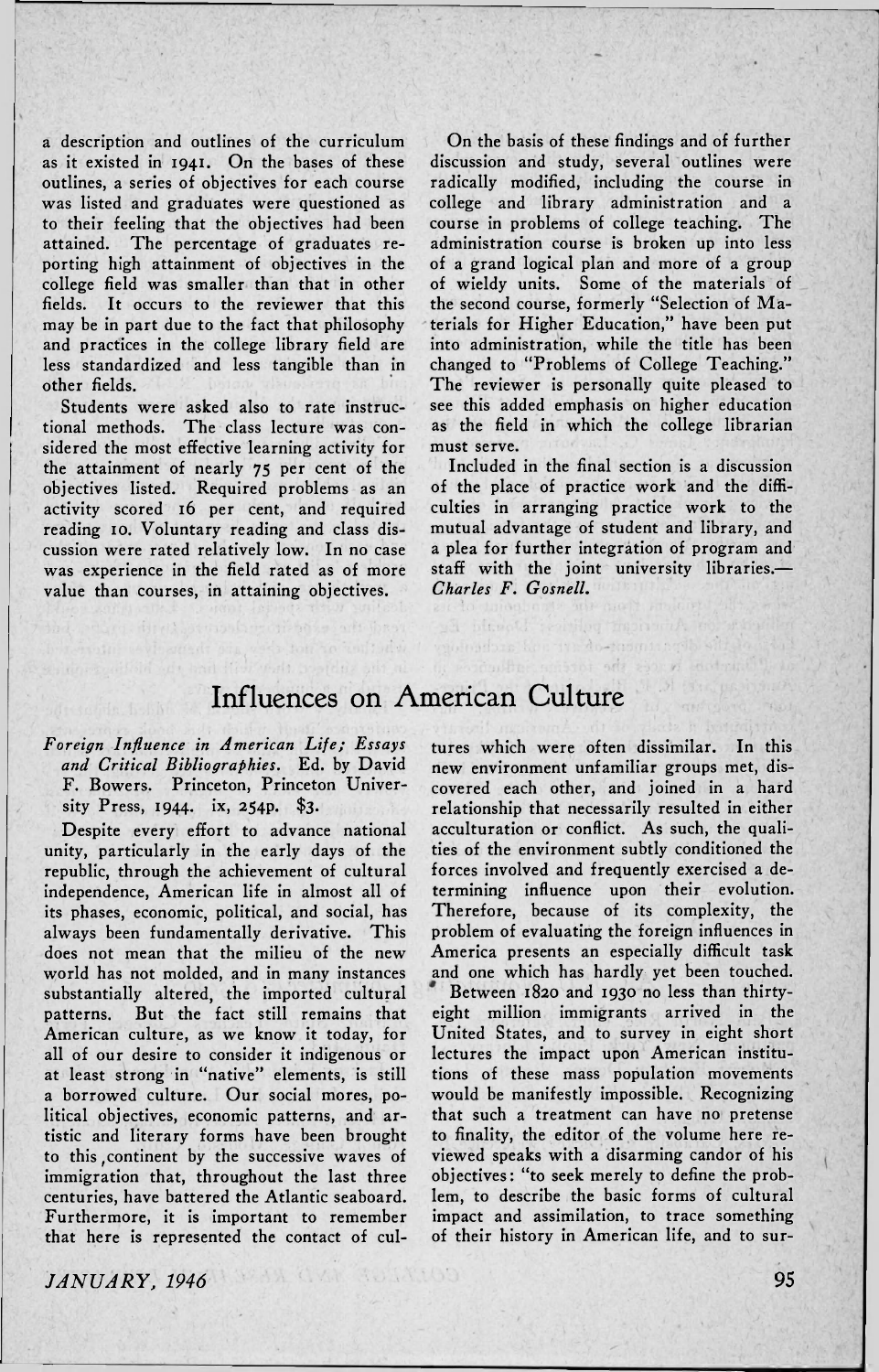a description and outlines of the curriculum as it existed in 1941. On the bases of these outlines, a series of objectives for each course was listed and graduates were questioned as to their feeling that the objectives had been attained. The percentage of graduates reporting high attainment of objectives in the college field was smaller than that in other fields. It occurs to the reviewer that this may be in part due to the fact that philosophy and practices in the college library field are less standardized and less tangible than in other fields.

Students were asked also to rate instructional methods. The class lecture was considered the most effective learning activity for the attainment of nearly 75 per cent of the objectives listed. Required problems as an activity scored 16 per cent, and required reading 10. Voluntary reading and class discussion were rated relatively low. In no case was experience in the field rated as of more value than courses, in attaining objectives.

On the basis of these findings and of further discussion and study, several outlines were radically modified, including the course in college and library administration and a course in problems of college teaching. The administration course is broken up into less of a grand logical plan and more of a group of wieldy units. Some of the materials of the second course, formerly "Selection of Materials for Higher Education," have been put into administration, while the title has been changed to "Problems of College Teaching." The reviewer is personally quite pleased to see this added emphasis on higher education as the field in which the college librarian must serve.

Included in the final section is a discussion of the place of practice work and the difficulties in arranging practice work to the mutual advantage of student and library, and a plea for further integration of program and staff with the joint university libraries.—*Charles F. Gosnell.*

# Influences on American Culture

*Foreign Influence in American Life; Essays and Critical Bibliographies.* Ed. by David F. Bowers. Princeton, Princeton University Press, 1944. ix, 254p. $3.

Despite every effort to advance national unity, particularly in the early days of the republic, through the achievement of cultural independence, American life in almost all of its phases, economic, political, and social, has always been fundamentally derivative. This does not mean that the milieu of the new world has not molded, and in many instances substantially altered, the imported cultural patterns. But the fact still remains that American culture, as we know it today, for all of our desire to consider it indigenous or at least strong in "native" elements, is still a borrowed culture. Our social mores, political objectives, economic patterns, and artistic and literary forms have been brought to this continent by the successive waves of immigration that, throughout the last three centuries, have battered the Atlantic seaboard. Furthermore, it is important to remember that here is represented the contact of cultures which were often dissimilar. In this new environment unfamiliar groups met, discovered each other, and joined in a hard relationship that necessarily resulted in either acculturation or conflict. As such, the qualities of the environment subtly conditioned the forces involved and frequently exercised a determining influence upon their evolution. Therefore, because of its complexity, the problem of evaluating the foreign influences in America presents an especially difficult task and one which has hardly yet been touched.

Between 1820 and 1930 no less than thirty-eight million immigrants arrived in the United States, and to survey in eight short lectures the impact upon American institutions of these mass population movements would be manifestly impossible. Recognizing that such a treatment can have no pretense to finality, the editor of the volume here reviewed speaks with a disarming candor of his objectives: "to seek merely to define the problem, to describe the basic forms of cultural impact and assimilation, to trace something of their history in American life, and to sur-